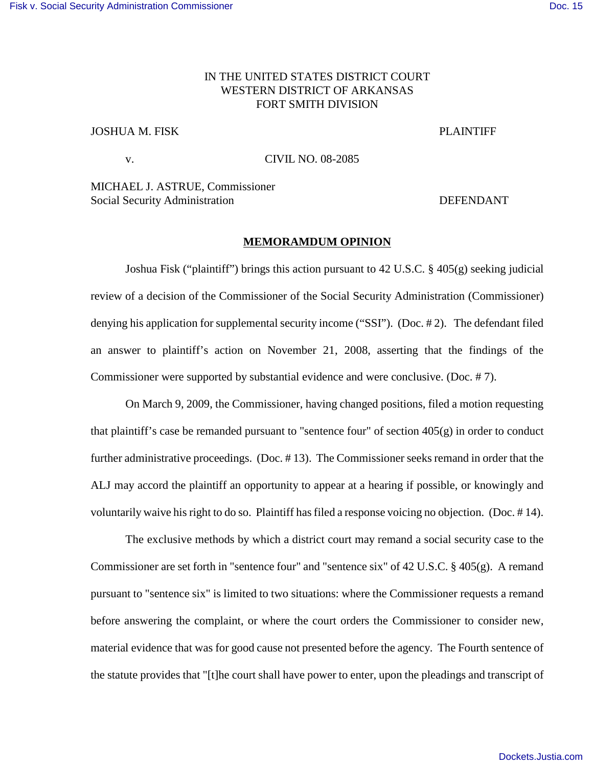IN THE UNITED STATES DISTRICT COURT
WESTERN DISTRICT OF ARKANSAS
FORT SMITH DIVISION

JOSHUA M. FISK PLAINTIFF

v. CIVIL NO. 08-2085

MICHAEL J. ASTRUE, Commissioner
Social Security Administration DEFENDANT

**MEMORAMDUM OPINION**

Joshua Fisk ("plaintiff") brings this action pursuant to 42 U.S.C. § 405(g) seeking judicial review of a decision of the Commissioner of the Social Security Administration (Commissioner) denying his application for supplemental security income ("SSI"). (Doc. # 2). The defendant filed an answer to plaintiff's action on November 21, 2008, asserting that the findings of the Commissioner were supported by substantial evidence and were conclusive. (Doc. # 7).

On March 9, 2009, the Commissioner, having changed positions, filed a motion requesting that plaintiff's case be remanded pursuant to "sentence four" of section 405(g) in order to conduct further administrative proceedings. (Doc. # 13). The Commissioner seeks remand in order that the ALJ may accord the plaintiff an opportunity to appear at a hearing if possible, or knowingly and voluntarily waive his right to do so. Plaintiff has filed a response voicing no objection. (Doc. # 14).

The exclusive methods by which a district court may remand a social security case to the Commissioner are set forth in "sentence four" and "sentence six" of 42 U.S.C. § 405(g). A remand pursuant to "sentence six" is limited to two situations: where the Commissioner requests a remand before answering the complaint, or where the court orders the Commissioner to consider new, material evidence that was for good cause not presented before the agency. The Fourth sentence of the statute provides that "[t]he court shall have power to enter, upon the pleadings and transcript of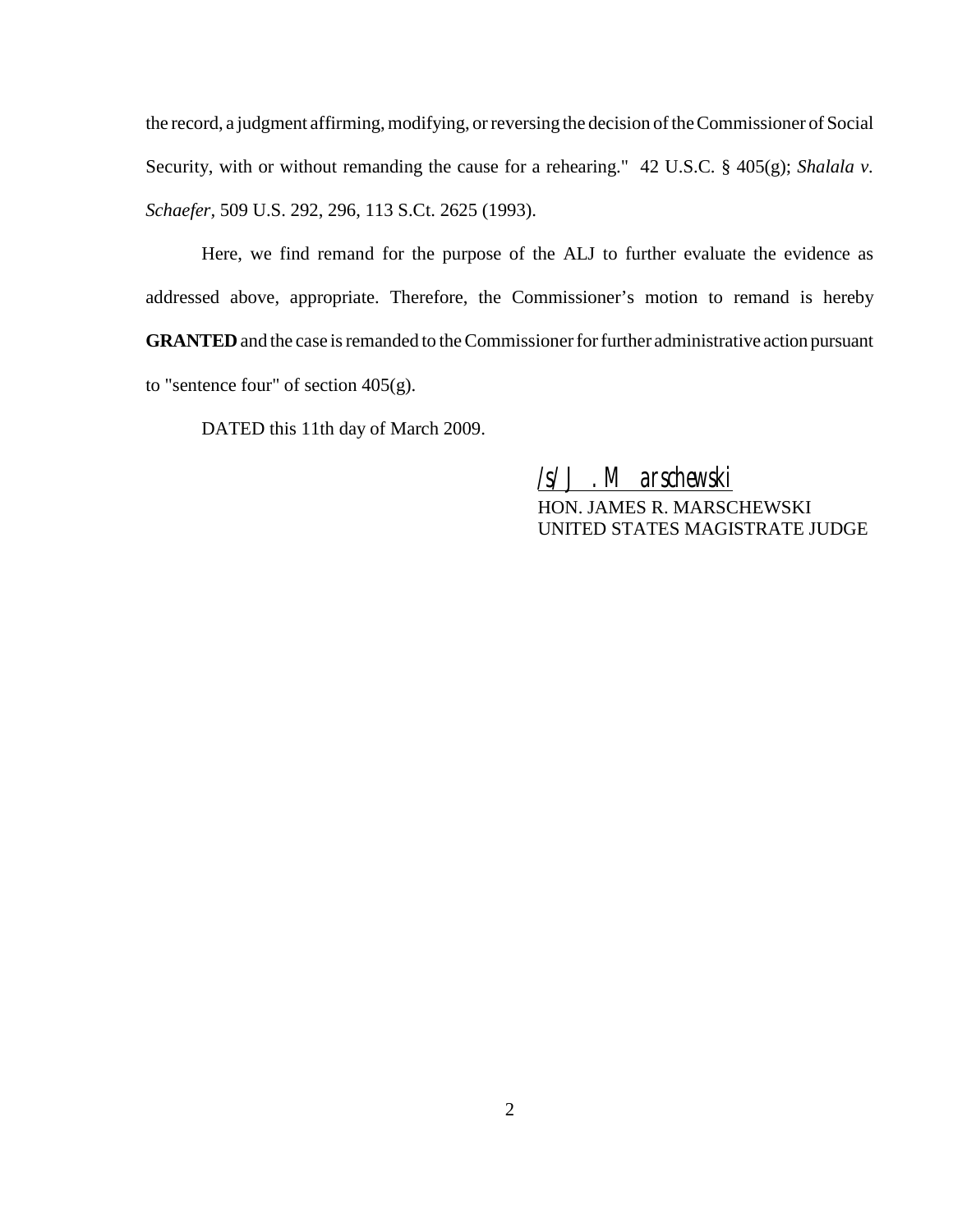the record, a judgment affirming, modifying, or reversing the decision of the Commissioner of Social Security, with or without remanding the cause for a rehearing." 42 U.S.C. § 405(g); *Shalala v. Schaefer,* 509 U.S. 292, 296, 113 S.Ct. 2625 (1993).

Here, we find remand for the purpose of the ALJ to further evaluate the evidence as addressed above, appropriate. Therefore, the Commissioner's motion to remand is hereby **GRANTED** and the case is remanded to the Commissioner for further administrative action pursuant to "sentence four" of section 405(g).

DATED this 11th day of March 2009.

/s/ J. Marschewski
HON. JAMES R. MARSCHEWSKI
UNITED STATES MAGISTRATE JUDGE